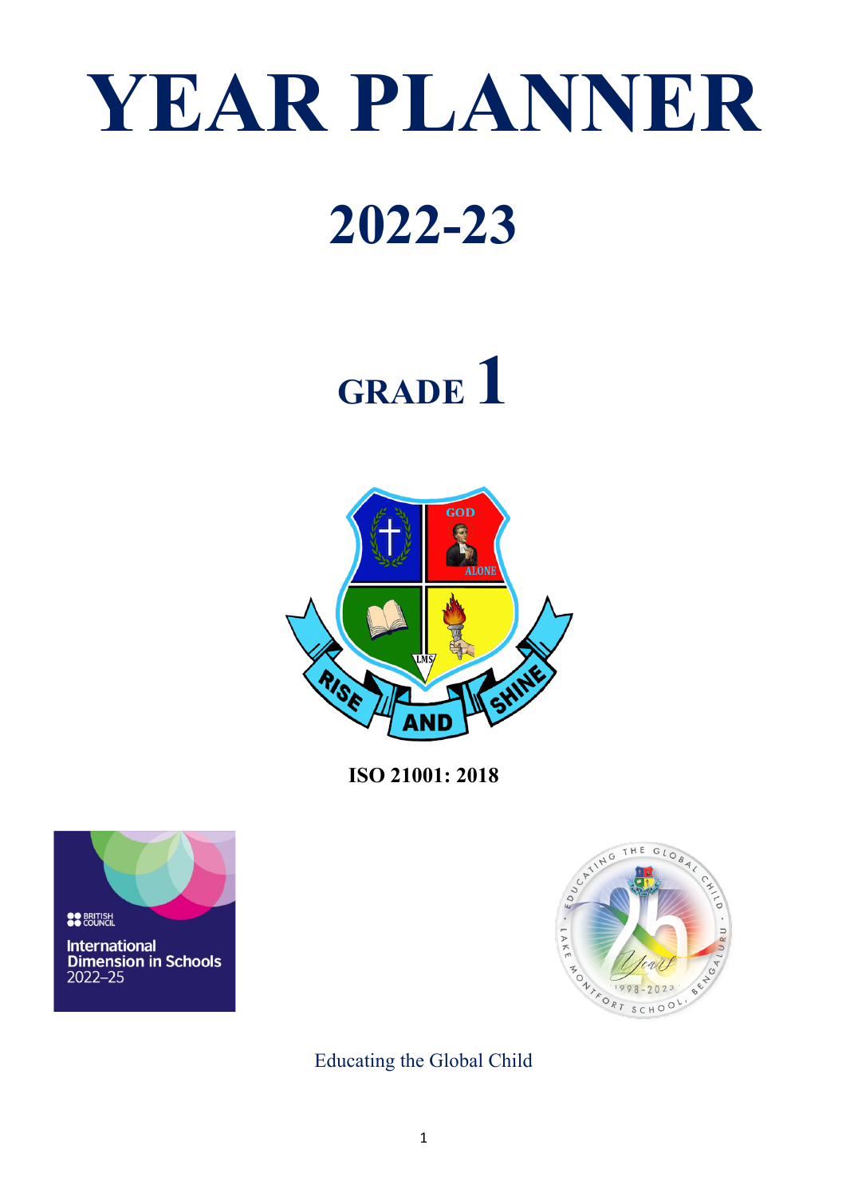# YEAR PLANNER

# 2022-23

# GRADE 1

**ISO 21001: 2018**

Educating the Global Child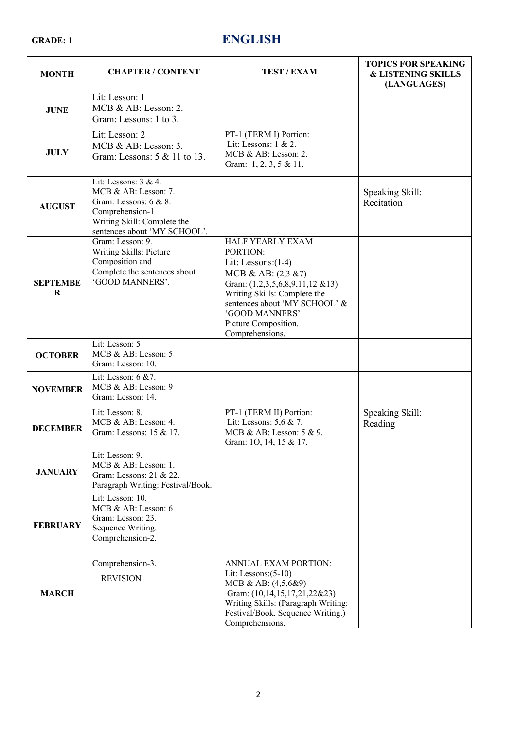**GRADE: 1**

# ENGLISH

| MONTH | CHAPTER / CONTENT | TEST / EXAM | TOPICS FOR SPEAKING & LISTENING SKILLS (LANGUAGES) |
|---|---|---|---|
| **JUNE** | Lit: Lesson: 1<br>MCB & AB: Lesson: 2.<br>Gram: Lessons: 1 to 3. | | |
| **JULY** | Lit: Lesson: 2<br>MCB & AB: Lesson: 3.<br>Gram: Lessons: 5 & 11 to 13. | PT-1 (TERM I) Portion:<br>Lit: Lessons: 1 & 2.<br>MCB & AB: Lesson: 2.<br>Gram: 1, 2, 3, 5 & 11. | |
| **AUGUST** | Lit: Lessons: 3 & 4.<br>MCB & AB: Lesson: 7.<br>Gram: Lessons: 6 & 8.<br>Comprehension-1<br>Writing Skill: Complete the sentences about 'MY SCHOOL'. | | Speaking Skill: Recitation |
| **SEPTEMBER** | Gram: Lesson: 9.<br>Writing Skills: Picture Composition and Complete the sentences about 'GOOD MANNERS'. | HALF YEARLY EXAM PORTION:<br>Lit: Lessons:(1-4)<br>MCB & AB: (2,3 &7)<br>Gram: (1,2,3,5,6,8,9,11,12 &13)<br>Writing Skills: Complete the sentences about 'MY SCHOOL' & 'GOOD MANNERS'<br>Picture Composition.<br>Comprehensions. | |
| **OCTOBER** | Lit: Lesson: 5<br>MCB & AB: Lesson: 5<br>Gram: Lesson: 10. | | |
| **NOVEMBER** | Lit: Lesson: 6 &7.<br>MCB & AB: Lesson: 9<br>Gram: Lesson: 14. | | |
| **DECEMBER** | Lit: Lesson: 8.<br>MCB & AB: Lesson: 4.<br>Gram: Lessons: 15 & 17. | PT-1 (TERM II) Portion:<br>Lit: Lessons: 5,6 & 7.<br>MCB & AB: Lesson: 5 & 9.<br>Gram: 1O, 14, 15 & 17. | Speaking Skill: Reading |
| **JANUARY** | Lit: Lesson: 9.<br>MCB & AB: Lesson: 1.<br>Gram: Lessons: 21 & 22.<br>Paragraph Writing: Festival/Book. | | |
| **FEBRUARY** | Lit: Lesson: 10.<br>MCB & AB: Lesson: 6<br>Gram: Lesson: 23.<br>Sequence Writing.<br>Comprehension-2. | | |
| **MARCH** | Comprehension-3.<br>REVISION | ANNUAL EXAM PORTION:<br>Lit: Lessons:(5-10)<br>MCB & AB: (4,5,6&9)<br>Gram: (10,14,15,17,21,22&23)<br>Writing Skills: (Paragraph Writing: Festival/Book. Sequence Writing.)<br>Comprehensions. | |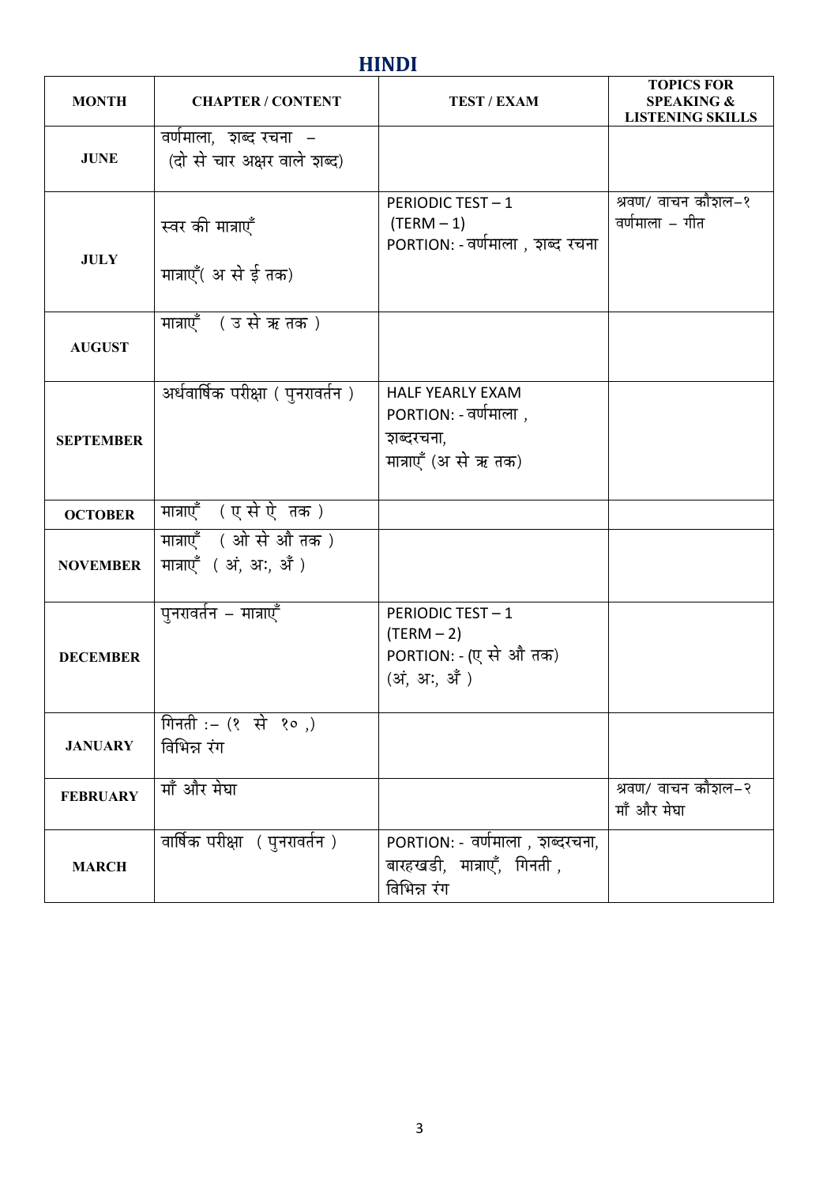# HINDI

| MONTH | CHAPTER / CONTENT | TEST / EXAM | TOPICS FOR SPEAKING & LISTENING SKILLS |
|---|---|---|---|
| JUNE | वर्णमाला, शब्द रचना – (दो से चार अक्षर वाले शब्द) | | |
| JULY | स्वर की मात्राएँ<br>मात्राएँ( अ से ई तक) | PERIODIC TEST – 1 (TERM – 1)<br>PORTION: - वर्णमाला , शब्द रचना | श्रवण/ वाचन कौशल–१<br>वर्णमाला – गीत |
| AUGUST | मात्राएँ ( उ से ऋ तक ) | | |
| SEPTEMBER | अर्धवार्षिक परीक्षा ( पुनरावर्तन ) | HALF YEARLY EXAM<br>PORTION: - वर्णमाला , शब्दरचना, मात्राएँ (अ से ऋ तक) | |
| OCTOBER | मात्राएँ ( ए से ऐ तक ) | | |
| NOVEMBER | मात्राएँ ( ओ से औ तक )<br>मात्राएँ ( अं, अः, अँ ) | | |
| DECEMBER | पुनरावर्तन – मात्राएँ | PERIODIC TEST – 1 (TERM – 2)<br>PORTION: - (ए से औ तक) (अं, अः, अँ ) | |
| JANUARY | गिनती :– (१ से १० ,)<br>विभिन्न रंग | | |
| FEBRUARY | माँ और मेघा | | श्रवण/ वाचन कौशल–२<br>माँ और मेघा |
| MARCH | वार्षिक परीक्षा ( पुनरावर्तन ) | PORTION: - वर्णमाला , शब्दरचना, बारहखडी, मात्राएँ, गिनती , विभिन्न रंग | |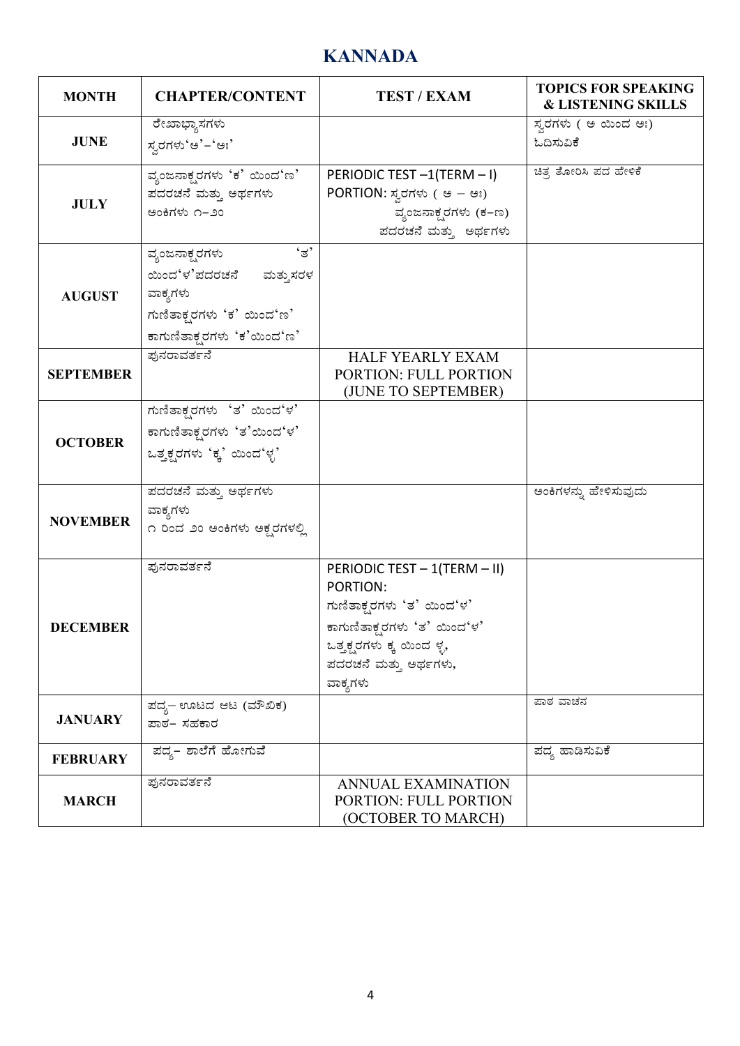# KANNADA

| MONTH | CHAPTER/CONTENT | TEST / EXAM | TOPICS FOR SPEAKING & LISTENING SKILLS |
|---|---|---|---|
| JUNE | ರೇಖಾಭ್ಯಾಸಗಳು<br>ಸ್ವರಗಳು'ಅ'–'ಅಃ' | | ಸ್ವರಗಳು ( ಅ ಯಿಂದ ಅಃ)<br>ಓದಿಸುವಿಕೆ |
| JULY | ವ್ಯಂಜನಾಕ್ಷರಗಳು 'ಕ' ಯಿಂದ'ಙ'<br>ಪದರಚನೆ ಮತ್ತು ಅರ್ಥಗಳು<br>ಅಂಕಿಗಳು ೧–೨೦ | PERIODIC TEST –1(TERM – I)<br>PORTION: ಸ್ವರಗಳು ( ಅ – ಅಃ)<br>ವ್ಯಂಜನಾಕ್ಷರಗಳು (ಕ–ಙ)<br>ಪದರಚನೆ ಮತ್ತು ಅರ್ಥಗಳು | ಚಿತ್ರ ತೋರಿಸಿ ಪದ ಹೇಳಿಕೆ |
| AUGUST | ವ್ಯಂಜನಾಕ್ಷರಗಳು 'ತ' ಯಿಂದ'ಳ'ಪದರಚನೆ ಮತ್ತುಸರಳ ವಾಕ್ಯಗಳು<br>ಗುಣಿತಾಕ್ಷರಗಳು 'ಕ' ಯಿಂದ'ಙ'<br>ಕಾಗುಣಿತಾಕ್ಷರಗಳು 'ಕ'ಯಿಂದ'ಙ' | | |
| SEPTEMBER | ಪುನರಾವರ್ತನೆ | HALF YEARLY EXAM<br>PORTION: FULL PORTION<br>(JUNE TO SEPTEMBER) | |
| OCTOBER | ಗುಣಿತಾಕ್ಷರಗಳು 'ತ' ಯಿಂದ'ಳ'<br>ಕಾಗುಣಿತಾಕ್ಷರಗಳು 'ತ'ಯಿಂದ'ಳ'<br>ಒತ್ತಕ್ಷರಗಳು 'ಕ್ಕ' ಯಿಂದ'ಳ್ಳ' | | |
| NOVEMBER | ಪದರಚನೆ ಮತ್ತು ಅರ್ಥಗಳು<br>ವಾಕ್ಯಗಳು<br>೧ ರಿಂದ ೨೦ ಅಂಕಿಗಳು ಅಕ್ಷರಗಳಲ್ಲಿ | | ಅಂಕಿಗಳನ್ನು ಹೇಳಿಸುವುದು |
| DECEMBER | ಪುನರಾವರ್ತನೆ | PERIODIC TEST – 1(TERM – II)<br>PORTION:<br>ಗುಣಿತಾಕ್ಷರಗಳು 'ತ' ಯಿಂದ'ಳ'<br>ಕಾಗುಣಿತಾಕ್ಷರಗಳು 'ತ' ಯಿಂದ'ಳ'<br>ಒತ್ತಕ್ಷರಗಳು ಕ್ಕ ಯಿಂದ ಳ್ಳ,<br>ಪದರಚನೆ ಮತ್ತು ಅರ್ಥಗಳು,<br>ವಾಕ್ಯಗಳು | |
| JANUARY | ಪದ್ಯ– ಊಟದ ಆಟ (ಮೌಖಿಕ)<br>ಪಾಠ– ಸಹಕಾರ | | ಪಾಠ ವಾಚನ |
| FEBRUARY | ಪದ್ಯ– ಶಾಲೆಗೆ ಹೋಗುವೆ | | ಪದ್ಯ ಹಾಡಿಸುವಿಕೆ |
| MARCH | ಪುನರಾವರ್ತನೆ | ANNUAL EXAMINATION<br>PORTION: FULL PORTION<br>(OCTOBER TO MARCH) | |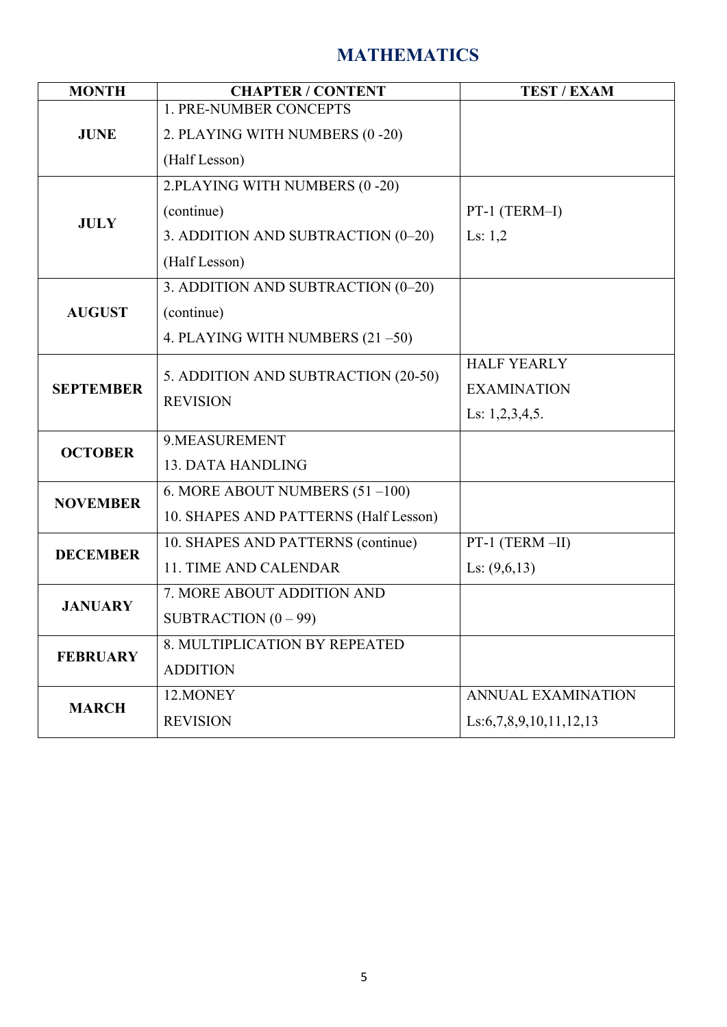# MATHEMATICS

| MONTH | CHAPTER / CONTENT | TEST / EXAM |
|---|---|---|
| **JUNE** | 1. PRE-NUMBER CONCEPTS<br>2. PLAYING WITH NUMBERS (0 -20)<br>(Half Lesson) | |
| **JULY** | 2.PLAYING WITH NUMBERS (0 -20)<br>(continue)<br>3. ADDITION AND SUBTRACTION (0–20)<br>(Half Lesson) | PT-1 (TERM–I)<br>Ls: 1,2 |
| **AUGUST** | 3. ADDITION AND SUBTRACTION (0–20)<br>(continue)<br>4. PLAYING WITH NUMBERS (21 –50) | |
| **SEPTEMBER** | 5. ADDITION AND SUBTRACTION (20-50)<br>REVISION | HALF YEARLY<br>EXAMINATION<br>Ls: 1,2,3,4,5. |
| **OCTOBER** | 9.MEASUREMENT<br>13. DATA HANDLING | |
| **NOVEMBER** | 6. MORE ABOUT NUMBERS (51 –100)<br>10. SHAPES AND PATTERNS (Half Lesson) | |
| **DECEMBER** | 10. SHAPES AND PATTERNS (continue)<br>11. TIME AND CALENDAR | PT-1 (TERM –II)<br>Ls: (9,6,13) |
| **JANUARY** | 7. MORE ABOUT ADDITION AND<br>SUBTRACTION (0 – 99) | |
| **FEBRUARY** | 8. MULTIPLICATION BY REPEATED<br>ADDITION | |
| **MARCH** | 12.MONEY<br>REVISION | ANNUAL EXAMINATION<br>Ls:6,7,8,9,10,11,12,13 |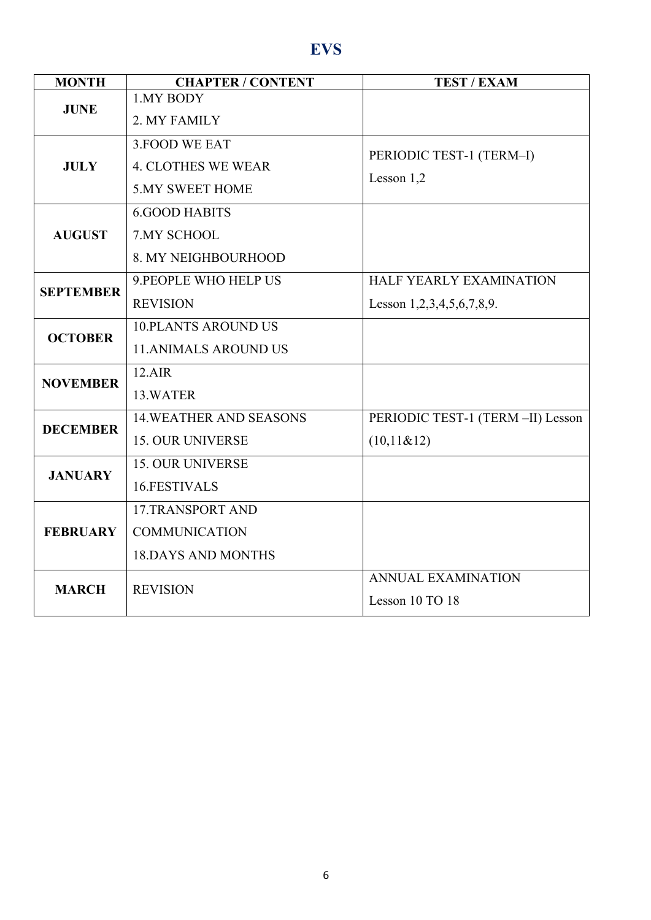# EVS

| MONTH | CHAPTER / CONTENT | TEST / EXAM |
|---|---|---|
| JUNE | 1.MY BODY<br>2. MY FAMILY | |
| JULY | 3.FOOD WE EAT<br>4. CLOTHES WE WEAR<br>5.MY SWEET HOME | PERIODIC TEST-1 (TERM–I)<br>Lesson 1,2 |
| AUGUST | 6.GOOD HABITS<br>7.MY SCHOOL<br>8. MY NEIGHBOURHOOD | |
| SEPTEMBER | 9.PEOPLE WHO HELP US<br>REVISION | HALF YEARLY EXAMINATION<br>Lesson 1,2,3,4,5,6,7,8,9. |
| OCTOBER | 10.PLANTS AROUND US<br>11.ANIMALS AROUND US | |
| NOVEMBER | 12.AIR<br>13.WATER | |
| DECEMBER | 14.WEATHER AND SEASONS<br>15. OUR UNIVERSE | PERIODIC TEST-1 (TERM –II) Lesson (10,11&12) |
| JANUARY | 15. OUR UNIVERSE<br>16.FESTIVALS | |
| FEBRUARY | 17.TRANSPORT AND COMMUNICATION<br>18.DAYS AND MONTHS | |
| MARCH | REVISION | ANNUAL EXAMINATION<br>Lesson 10 TO 18 |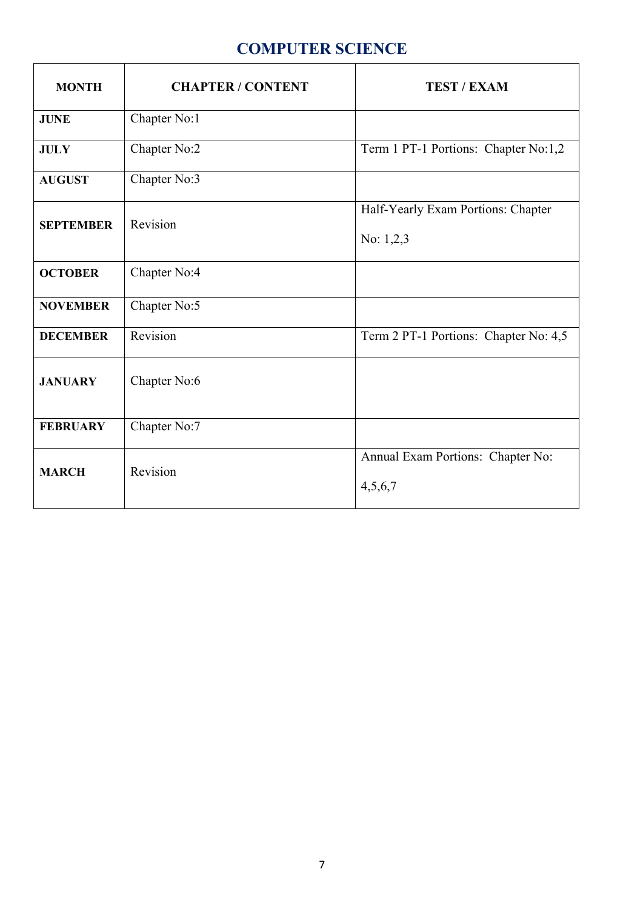# COMPUTER SCIENCE

| MONTH | CHAPTER / CONTENT | TEST / EXAM |
|---|---|---|
| **JUNE** | Chapter No:1 | |
| **JULY** | Chapter No:2 | Term 1 PT-1 Portions: Chapter No:1,2 |
| **AUGUST** | Chapter No:3 | |
| **SEPTEMBER** | Revision | Half-Yearly Exam Portions: Chapter No: 1,2,3 |
| **OCTOBER** | Chapter No:4 | |
| **NOVEMBER** | Chapter No:5 | |
| **DECEMBER** | Revision | Term 2 PT-1 Portions: Chapter No: 4,5 |
| **JANUARY** | Chapter No:6 | |
| **FEBRUARY** | Chapter No:7 | |
| **MARCH** | Revision | Annual Exam Portions: Chapter No: 4,5,6,7 |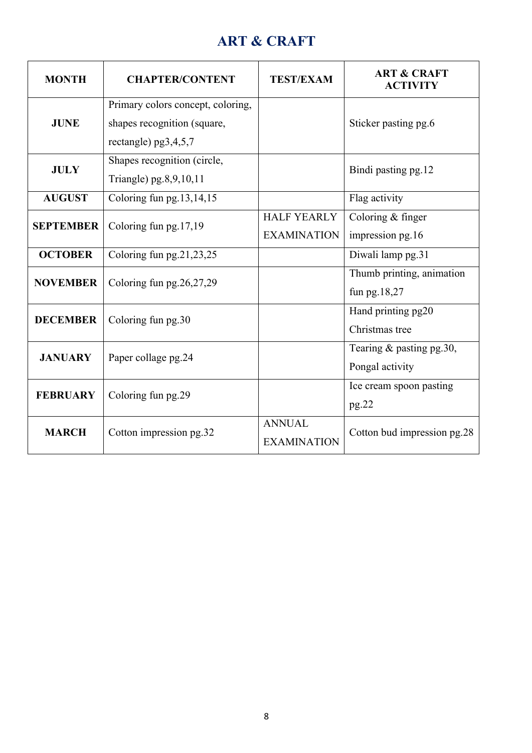# ART & CRAFT

| MONTH | CHAPTER/CONTENT | TEST/EXAM | ART & CRAFT ACTIVITY |
|---|---|---|---|
| **JUNE** | Primary colors concept, coloring, shapes recognition (square, rectangle) pg3,4,5,7 | | Sticker pasting pg.6 |
| **JULY** | Shapes recognition (circle, Triangle) pg.8,9,10,11 | | Bindi pasting pg.12 |
| **AUGUST** | Coloring fun pg.13,14,15 | | Flag activity |
| **SEPTEMBER** | Coloring fun pg.17,19 | HALF YEARLY EXAMINATION | Coloring & finger impression pg.16 |
| **OCTOBER** | Coloring fun pg.21,23,25 | | Diwali lamp pg.31 |
| **NOVEMBER** | Coloring fun pg.26,27,29 | | Thumb printing, animation fun pg.18,27 |
| **DECEMBER** | Coloring fun pg.30 | | Hand printing pg20 Christmas tree |
| **JANUARY** | Paper collage pg.24 | | Tearing & pasting pg.30, Pongal activity |
| **FEBRUARY** | Coloring fun pg.29 | | Ice cream spoon pasting pg.22 |
| **MARCH** | Cotton impression pg.32 | ANNUAL EXAMINATION | Cotton bud impression pg.28 |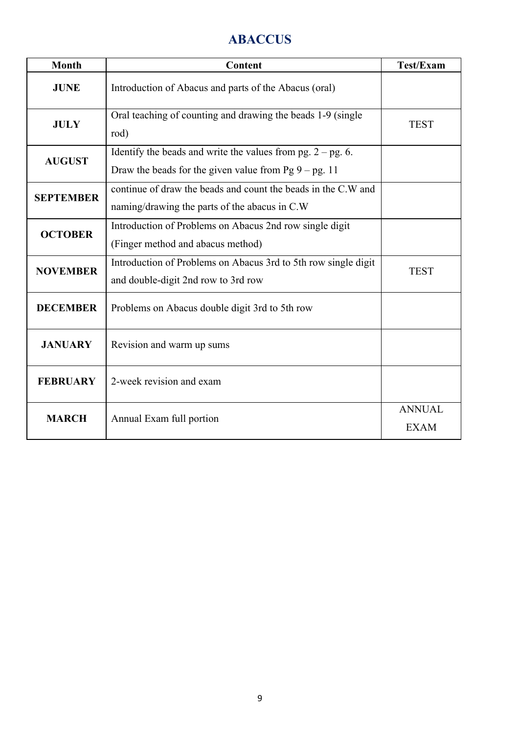# ABACCUS

| Month | Content | Test/Exam |
|---|---|---|
| **JUNE** | Introduction of Abacus and parts of the Abacus (oral) | |
| **JULY** | Oral teaching of counting and drawing the beads 1-9 (single rod) | TEST |
| **AUGUST** | Identify the beads and write the values from pg. 2 – pg. 6. Draw the beads for the given value from Pg 9 – pg. 11 | |
| **SEPTEMBER** | continue of draw the beads and count the beads in the C.W and naming/drawing the parts of the abacus in C.W | |
| **OCTOBER** | Introduction of Problems on Abacus 2nd row single digit (Finger method and abacus method) | |
| **NOVEMBER** | Introduction of Problems on Abacus 3rd to 5th row single digit and double-digit 2nd row to 3rd row | TEST |
| **DECEMBER** | Problems on Abacus double digit 3rd to 5th row | |
| **JANUARY** | Revision and warm up sums | |
| **FEBRUARY** | 2-week revision and exam | |
| **MARCH** | Annual Exam full portion | ANNUAL EXAM |